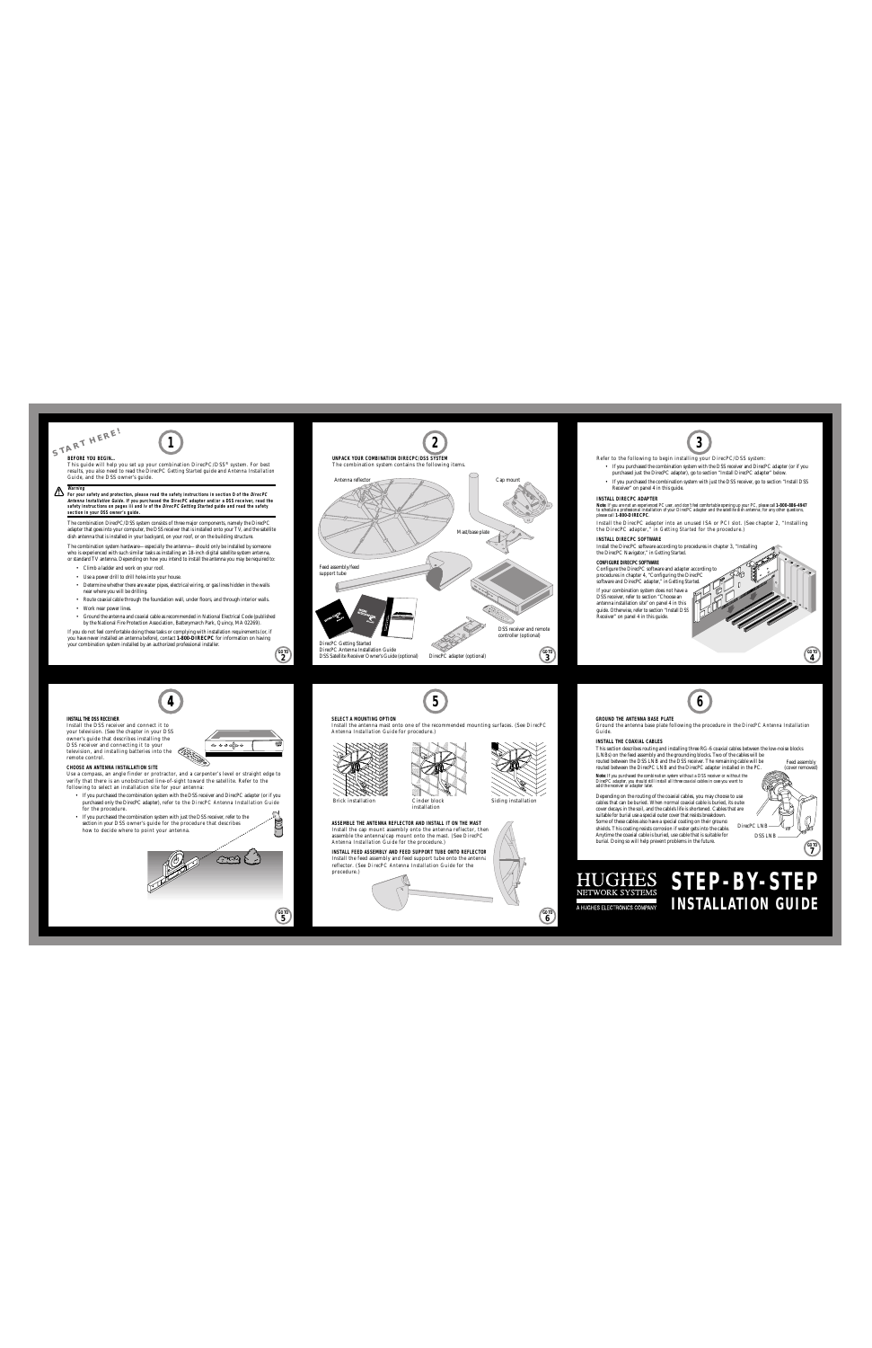START HERE!

## 1

**BEFORE YOU BEGIN...**

This guide will help you set up your combination DirecPC/DSS® system. For best results, you also need to read the DirecPC Getting Started guide and Antenna Installation Guide, and the DSS owner's guide.

**Warning**
**For your safety and protection, please read the safety instructions in section D of the *DirecPC Antenna Installation Guide*. If you purchased the DirecPC adapter and/or a DSS receiver, read the safety instructions on pages iii and iv of the *DirecPC Getting Started* guide and read the safety section in your DSS owner's guide.**

The combination DirecPC/DSS system consists of three major components, namely the DirecPC adapter that goes into your computer, the DSS receiver that is installed onto your TV, and the satellite dish antenna that is installed in your backyard, on your roof, or on the building structure.

The combination system hardware—especially the antenna—should only be installed by someone who is experienced with such similar tasks as installing an 18-inch digital satellite system antenna, or standard TV antenna. Depending on how you intend to install the antenna you may be required to:

- Climb a ladder and work on your roof.
- Use a power drill to drill holes into your house.
- Determine whether there are water pipes, electrical wiring, or gas lines hidden in the walls near where you will be drilling.
- Route coaxial cable through the foundation wall, under floors, and through interior walls.
- Work near power lines.
- Ground the antenna and coaxial cable as recommended in National Electrical Code (published by the National Fire Protection Association, Batterymarch Park, Quincy, MA 02269).

If you do not feel comfortable doing these tasks or complying with installation requirements (or, if you have never installed an antenna before), contact **1-800-DIRECPC** for information on having your combination system installed by an authorized professional installer.

GO TO 2

## 2

**UNPACK YOUR COMBINATION DIRECPC/DSS SYSTEM**

The combination system contains the following items.

Antenna reflector

Cap mount

Mast/base plate

Feed assembly/feed support tube

DSS receiver and remote controller (optional)

DirecPC Getting Started
DirecPC Antenna Installation Guide
DSS Satellite Receiver Owner's Guide (optional)

DirecPC adapter (optional)

GO TO 3

## 3

Refer to the following to begin installing your DirecPC/DSS system:

- If you purchased the combination system with the DSS receiver and DirecPC adapter (or if you purchased just the DirecPC adapter), go to section "Install DirecPC adapter" below.
- If you purchased the combination system with just the DSS receiver, go to section "Install DSS Receiver" on panel 4 in this guide.

**INSTALL DIRECPC ADAPTER**

**Note:** If you are not an experienced PC user, and don't feel comfortable opening up your PC, please call **1-800-386-4947** to schedule a professional installation of your DirecPC adapter and the satellite dish antenna; for any other questions, please call **1-800-DIRECPC**.

Install the DirecPC adapter into an unused ISA or PCI slot. (See chapter 2, "Installing the DirecPC adapter," in Getting Started for the procedure.)

**INSTALL DIRECPC SOFTWARE**

Install the DirecPC software according to procedures in chapter 3, "Installing the DirecPC Navigator," in Getting Started.

**CONFIGURE DIRECPC SOFTWARE**

Configure the DirecPC software and adapter according to procedures in chapter 4, "Configuring the DirecPC software and DirecPC adapter," in Getting Started.

If your combination system does not have a DSS receiver, refer to section "Choose an antenna installation site" on panel 4 in this guide. Otherwise, refer to section "Install DSS Receiver" on panel 4 in this guide.

GO TO 4

## 4

**INSTALL THE DSS RECEIVER**

Install the DSS receiver and connect it to your television. (See the chapter in your DSS owner's guide that describes installing the DSS receiver and connecting it to your television, and installing batteries into the remote control.

**CHOOSE AN ANTENNA INSTALLATION SITE**

Use a compass, an angle finder or protractor, and a carpenter's level or straight edge to verify that there is an unobstructed line-of-sight toward the satellite. Refer to the following to select an installation site for your antenna:

- If you purchased the combination system with the DSS receiver and DirecPC adapter (or if you purchased only the DirecPC adapter), refer to the DirecPC Antenna Installation Guide for the procedure.
- If you purchased the combination system with just the DSS receiver, refer to the section in your DSS owner's guide for the procedure that describes how to decide where to point your antenna.

GO TO 5

## 5

**SELECT A MOUNTING OPTION**

Install the antenna mast onto one of the recommended mounting surfaces. (See DirecPC Antenna Installation Guide for procedure.)

Brick installation

Cinder block installation

Siding installation

**ASSEMBLE THE ANTENNA REFLECTOR AND INSTALL IT ON THE MAST**

Install the cap mount assembly onto the antenna reflector, then assemble the antenna/cap mount onto the mast. (See DirecPC Antenna Installation Guide for the procedure.)

**INSTALL FEED ASSEMBLY AND FEED SUPPORT TUBE ONTO REFLECTOR**

Install the feed assembly and feed support tube onto the antenna reflector. (See DirecPC Antenna Installation Guide for the procedure.)

GO TO 6

## 6

**GROUND THE ANTENNA BASE PLATE**

Ground the antenna base plate following the procedure in the DirecPC Antenna Installation Guide.

**INSTALL THE COAXIAL CABLES**

This section describes routing and installing three RG-6 coaxial cables between the low-noise blocks (LNBs) on the feed assembly and the grounding blocks. Two of the cables will be routed between the DSS LNB and the DSS receiver. The remaining cable will be routed between the DirecPC LNB and the DirecPC adapter installed in the PC.

**Note:** If you purchased the combination system without a DSS receiver or without the DirecPC adapter, you should still install all three coaxial cables in case you want to add the receiver or adapter later.

Depending on the routing of the coaxial cables, you may choose to use cables that can be buried. When normal coaxial cable is buried, its outer cover decays in the soil, and the cable's life is shortened. Cables that are suitable for burial use a special outer cover that resists breakdown. Some of these cables also have a special coating on their ground shields. This coating resists corrosion if water gets into the cable. Anytime the coaxial cable is buried, use cable that is suitable for burial. Doing so will help prevent problems in the future.

Feed assembly (cover removed)

DirecPC LNB

DSS LNB

GO TO 7

HUGHES NETWORK SYSTEMS
A HUGHES ELECTRONICS COMPANY

# STEP-BY-STEP INSTALLATION GUIDE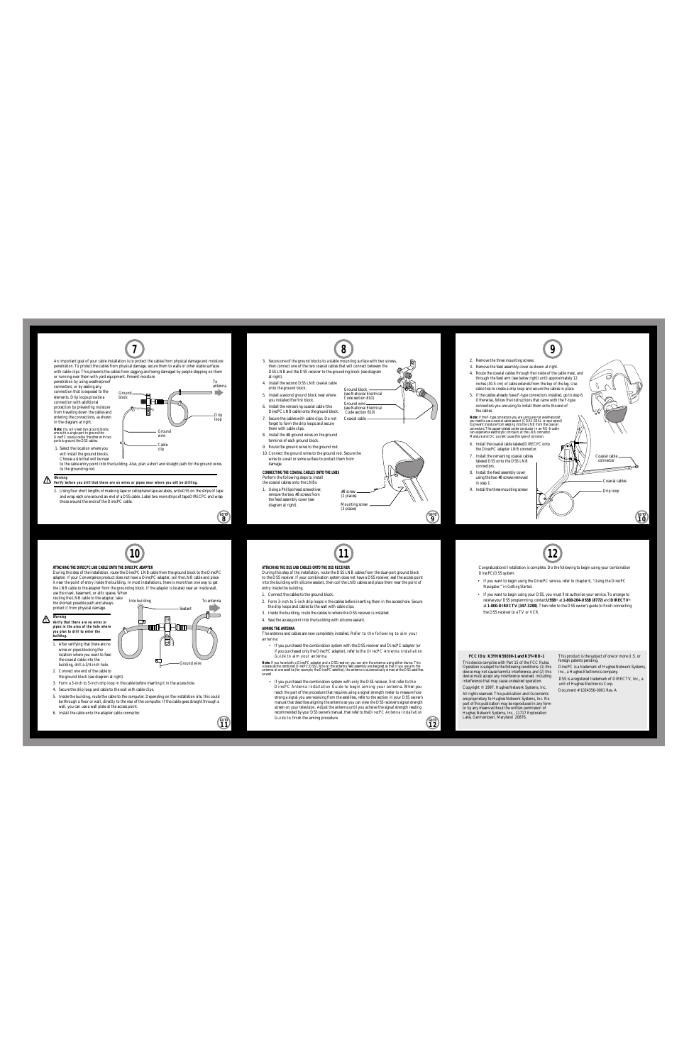## 7

An important goal of your cable installation is to protect the cables from physical damage and moisture penetration. To protect the cables from physical damage, secure them to walls or other stable surfaces with cable clips. This prevents the cables from sagging and being damaged by people stepping on them or running over them with yard equipment. Prevent moisture penetration by using weatherproof connectors, or by sealing any connection that is exposed to the elements. Drip loops provide a connection with additional protection by preventing moisture from traveling down the cables and entering the connections, as shown in the diagram at right.

Ground block

To antenna

Drip loop

Ground wire

Cable clip

**Note:** You will need two ground blocks, one with a single port to ground the DirecPC coaxial cable, the other with two ports to ground the DSS cables.

1. Select the location where you will install the ground blocks. Choose a site that will be near to the cable entry point into the building. Also, plan a short and straight path for the ground wires to the grounding rod.

**Warning**
**Verify before you drill that there are no wires or pipes near where you will be drilling.**

2. Using four short lengths of masking tape or cellophane tape as labels, write DSS on the strips of tape and wrap each one around an end of a DSS cable. Label two more strips of tape DIRECPC and wrap those around the ends of the DirecPC cable.

GO TO 8

## 8

3. Secure one of the ground blocks to a stable mounting surface with two screws, then connect one of the two coaxial cables that will connect between the DSS LNB and the DSS receiver to the grounding block (see diagram at right).
4. Install the second DSS LNB coaxial cable onto the ground block.
5. Install a second ground block near where you installed the first block.
6. Install the remaining coaxial cable (the DirecPC LNB cable) onto the ground block.
7. Secure the cables with cable clips. Do not forget to form the drip loops and secure them with cable clips.
8. Install the #8 ground wires on the ground terminal of each ground block.
9. Route the ground wires to the ground rod.
10. Connect the ground wires to the ground rod. Secure the wires to a wall or some surface to protect them from damage.

Ground block (see National Electrical Code section 810)

Ground wire (see National Electrical Code section 810)

Coaxial cable

**CONNECTING THE COAXIAL CABLES ONTO THE LNBS**

Perform the following steps to install the coaxial cables onto the LNBs.

1. Using a Phillips-head screwdriver, remove the two #8 screws from the feed assembly cover (see diagram at right).

#8 screw (2 places)

Mounting screw (3 places)

GO TO 9

## 9

2. Remove the three mounting screws.
3. Remove the feed assembly cover as shown at right.
4. Route the coaxial cables through the inside of the cable mast, and through the feed arm (see below right) until approximately 12 inches (30.5 cm) of cable extends from the top of the leg. Use cable ties to create a drip loop and secure the cables in place.
5. If the cables already have F-type connectors installed, go to step 6. Otherwise, follow the instructions that came with the F-type connectors you are using to install them onto the end of the cables.

**Note:** If the F-type connectors you are using are not weatherproof, you need to use a coaxial cable sealant (COAX-SEAL or equivalent) to prevent moisture from seeping into the LNB from the coaxial connectors. The copper-plated center conductor in an RG-6 cable can experience electrolytic corrosion at the LNB connector. Moisture and DC current cause this type of corrosion.

6. Install the coaxial cable labeled DIRECPC onto the DirecPC adapter LNB connector.
7. Install the remaining coaxial cables labeled DSS onto the DSS LNB connectors.
8. Install the feed assembly cover using the two #8 screws removed in step 1.
9. Install the three mounting screws.

Coaxial cable connector

Coaxial cables

Drip loop

GO TO 10

## 10

**ATTACHING THE DIRECPC LNB CABLE ONTO THE DIRECPC ADAPTER**

During this step of the installation, route the DirecPC LNB cable from the ground block to the DirecPC adapter. If your Convergence product does not have a DirecPC adapter, coil the LNB cable and place it near the point of entry inside the building. In most installations, there is more than one way to get the LNB cable to the adapter from the grounding block. If the adapter is located near an inside wall, use the crawl, basement, or attic spaces. When routing the LNB cable to the adapter, take the shortest possible path and always protect it from physical damage.

Into building

To antenna

Sealant

Ground wire

**Warning**
**Verify that there are no wires or pipes in the area of the hole where you plan to drill to enter the building.**

1. After verifying that there are no wires or pipes blocking the location where you want to feed the coaxial cable into the building, drill a 3/4-inch hole.
2. Connect one end of the cable to the ground block (see diagram at right).
3. Form a 3-inch to 5-inch drip loop in the cable before inserting it in the access hole.
4. Secure the drip loop and cable to the wall with cable clips.
5. Inside the building, route the cable to the computer. Depending on the installation site, this could be through a floor or wall, directly to the rear of the computer. If the cable goes straight through a wall, you can use a wall plate at the access point.
6. Install the cable onto the adapter cable connector.

GO TO 11

## 11

**ATTACHING THE DSS LNB CABLES ONTO THE DSS RECEIVER**

During this step of the installation, route the DSS LNB cables from the dual-port ground block to the DSS receiver. If your combination system does not have a DSS receiver, seal the access point into the building with silicone sealant, then coil the LNB cables and place them near the point of entry inside the building.

1. Connect the cables to the ground block.
2. Form 3-inch to 5-inch drip loops in the cables before inserting them in the access hole. Secure the drip loops and cables to the wall with cable clips.
3. Inside the building, route the cables to where the DSS receiver is installed.
4. Seal the access point into the building with silicone sealant.

**AIMING THE ANTENNA**

The antenna and cables are now completely installed. Refer to the following to aim your antenna:

- If you purchased the combination system with the DSS receiver and DirecPC adapter (or if you purchased only the DirecPC adapter), refer to the *DirecPC Antenna Installation Guide* to aim your antenna.

**Note:** If you have both a DirecPC adapter and a DSS receiver, you can aim the antenna using either device. This is because the combined DirecPC/DSS LNBs on the antenna feed assembly are designed so that if you are aim the antenna at one satellite (for example, the DirecPC satellite), the antenna is automatically aimed at the DSS satellites as well.

- If you purchased the combination system with only the DSS receiver, first refer to the *DirecPC Antenna Installation Guide* to begin aiming your antenna. When you reach the part of the procedure that requires using a signal strength meter to measure how strong a signal you are receiving from the satellites, refer to the section in your DSS owner's manual that describes aligning the antenna so you can view the DSS receiver's signal strength screen on your television. Adjust the antenna until you achieve the signal strength reading recommended by your DSS owner's manual, then refer to the *DirecPC Antenna Installation Guide* to finish the aiming procedure.

GO TO 12

## 12

Congratulations! Installation is complete. Do the following to begin using your combination DirecPC/DSS system:

- If you want to begin using the DirecPC service, refer to chapter 6, "Using the DirecPC Navigator," in *Getting Started*.
- If you want to begin using your DSS, you must first authorize your service. To arrange to receive your DSS programming, contact **USSB®** at **1-800-204-USSB (8772)** and **DIRECTV®** at **1-800-DIRECTV (347-3288)**. Then refer to the DSS owner's guide to finish connecting the DSS receiver to a TV or VCR.

**FCC IDs: K3YHNS9200-1 and K3Y-IRD-1**

This device complies with Part 15 of the FCC Rules. Operation is subject to the following conditions: (1) this device may not cause harmful interference, and (2) this device must accept any interference received, including interference that may cause undesired operation.

Copyright © 1997, Hughes Network Systems, Inc.

All rights reserved. This publication and its contents are proprietary to Hughes Network Systems, Inc. No part of this publication may be reproduced in any form or by any means without the written permission of Hughes Network Systems, Inc., 11717 Exploration Lane, Germantown, Maryland 20876.

This product is the subject of one or more U.S. or foreign patents pending.

DirecPC is a trademark of Hughes Network Systems, Inc., a Hughes Electronics company.

DSS is a registered trademark of DIRECTV, Inc., a unit of Hughes Electronics Corp.

Document #1024356-0001 Rev. A